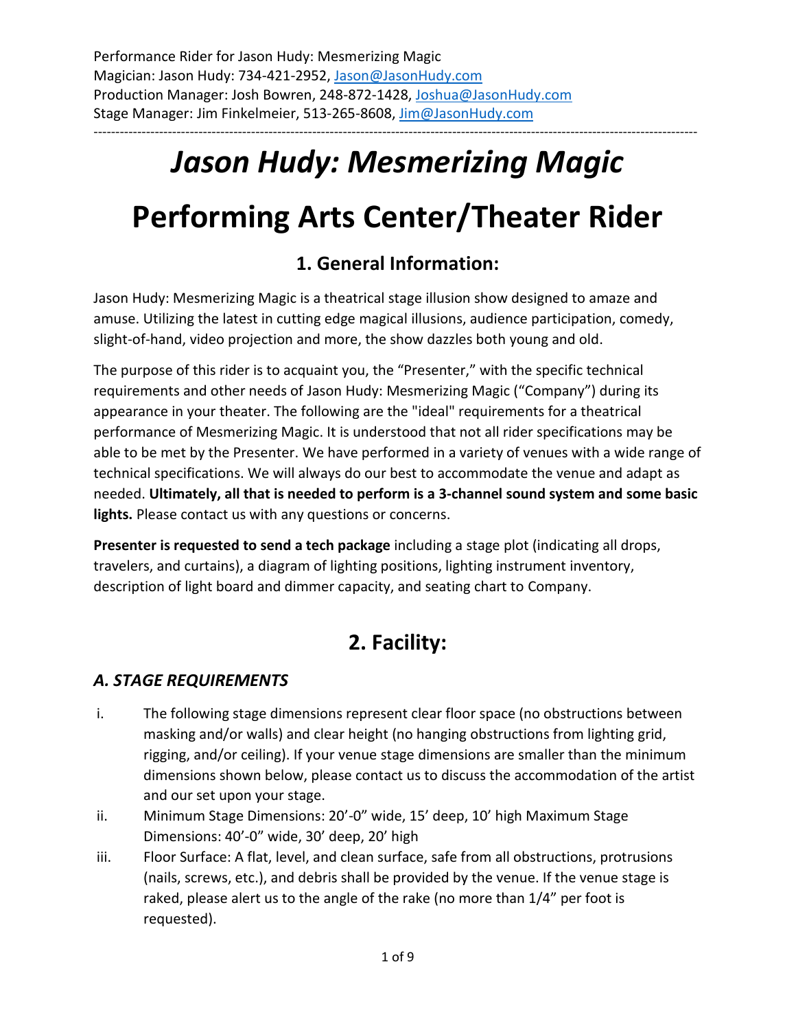Performance Rider for Jason Hudy: Mesmerizing Magic
Magician: Jason Hudy: 734-421-2952, Jason@JasonHudy.com
Production Manager: Josh Bowren, 248-872-1428, Joshua@JasonHudy.com
Stage Manager: Jim Finkelmeier, 513-265-8608, Jim@JasonHudy.com

---

# *Jason Hudy: Mesmerizing Magic*

# Performing Arts Center/Theater Rider

## 1. General Information:

Jason Hudy: Mesmerizing Magic is a theatrical stage illusion show designed to amaze and amuse. Utilizing the latest in cutting edge magical illusions, audience participation, comedy, slight-of-hand, video projection and more, the show dazzles both young and old.

The purpose of this rider is to acquaint you, the "Presenter," with the specific technical requirements and other needs of Jason Hudy: Mesmerizing Magic ("Company") during its appearance in your theater. The following are the "ideal" requirements for a theatrical performance of Mesmerizing Magic. It is understood that not all rider specifications may be able to be met by the Presenter. We have performed in a variety of venues with a wide range of technical specifications. We will always do our best to accommodate the venue and adapt as needed. **Ultimately, all that is needed to perform is a 3-channel sound system and some basic lights.** Please contact us with any questions or concerns.

**Presenter is requested to send a tech package** including a stage plot (indicating all drops, travelers, and curtains), a diagram of lighting positions, lighting instrument inventory, description of light board and dimmer capacity, and seating chart to Company.

## 2. Facility:

### *A. STAGE REQUIREMENTS*

i. The following stage dimensions represent clear floor space (no obstructions between masking and/or walls) and clear height (no hanging obstructions from lighting grid, rigging, and/or ceiling). If your venue stage dimensions are smaller than the minimum dimensions shown below, please contact us to discuss the accommodation of the artist and our set upon your stage.

ii. Minimum Stage Dimensions: 20'-0" wide, 15' deep, 10' high Maximum Stage Dimensions: 40'-0" wide, 30' deep, 20' high

iii. Floor Surface: A flat, level, and clean surface, safe from all obstructions, protrusions (nails, screws, etc.), and debris shall be provided by the venue. If the venue stage is raked, please alert us to the angle of the rake (no more than 1/4" per foot is requested).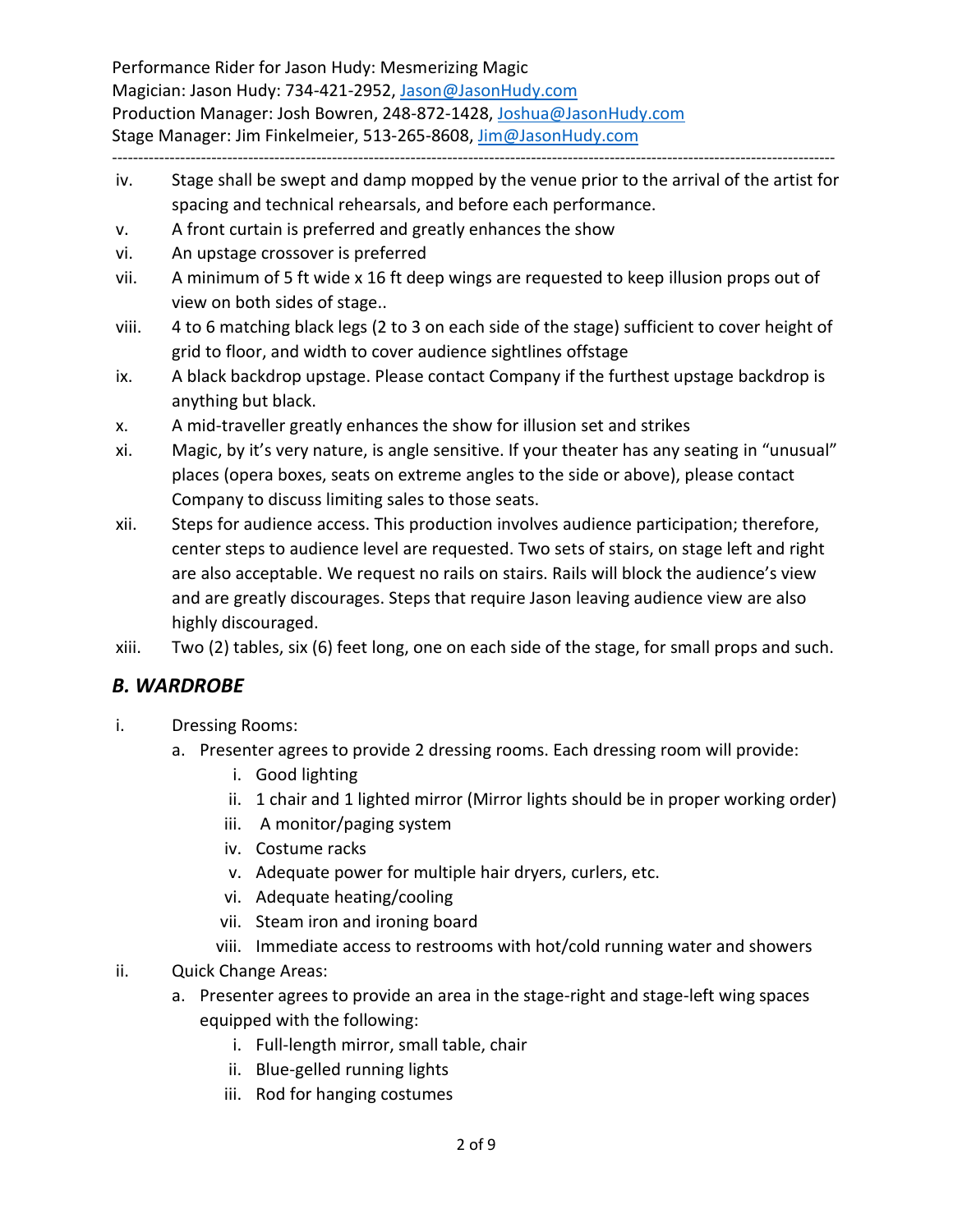iv. Stage shall be swept and damp mopped by the venue prior to the arrival of the artist for spacing and technical rehearsals, and before each performance.

v. A front curtain is preferred and greatly enhances the show

vi. An upstage crossover is preferred

vii. A minimum of 5 ft wide x 16 ft deep wings are requested to keep illusion props out of view on both sides of stage..

viii. 4 to 6 matching black legs (2 to 3 on each side of the stage) sufficient to cover height of grid to floor, and width to cover audience sightlines offstage

ix. A black backdrop upstage. Please contact Company if the furthest upstage backdrop is anything but black.

x. A mid-traveller greatly enhances the show for illusion set and strikes

xi. Magic, by it's very nature, is angle sensitive. If your theater has any seating in "unusual" places (opera boxes, seats on extreme angles to the side or above), please contact Company to discuss limiting sales to those seats.

xii. Steps for audience access. This production involves audience participation; therefore, center steps to audience level are requested. Two sets of stairs, on stage left and right are also acceptable. We request no rails on stairs. Rails will block the audience's view and are greatly discourages. Steps that require Jason leaving audience view are also highly discouraged.

xiii. Two (2) tables, six (6) feet long, one on each side of the stage, for small props and such.

## *B. WARDROBE*

i. Dressing Rooms:
   a. Presenter agrees to provide 2 dressing rooms. Each dressing room will provide:
      i. Good lighting
      ii. 1 chair and 1 lighted mirror (Mirror lights should be in proper working order)
      iii. A monitor/paging system
      iv. Costume racks
      v. Adequate power for multiple hair dryers, curlers, etc.
      vi. Adequate heating/cooling
      vii. Steam iron and ironing board
      viii. Immediate access to restrooms with hot/cold running water and showers

ii. Quick Change Areas:
   a. Presenter agrees to provide an area in the stage-right and stage-left wing spaces equipped with the following:
      i. Full-length mirror, small table, chair
      ii. Blue-gelled running lights
      iii. Rod for hanging costumes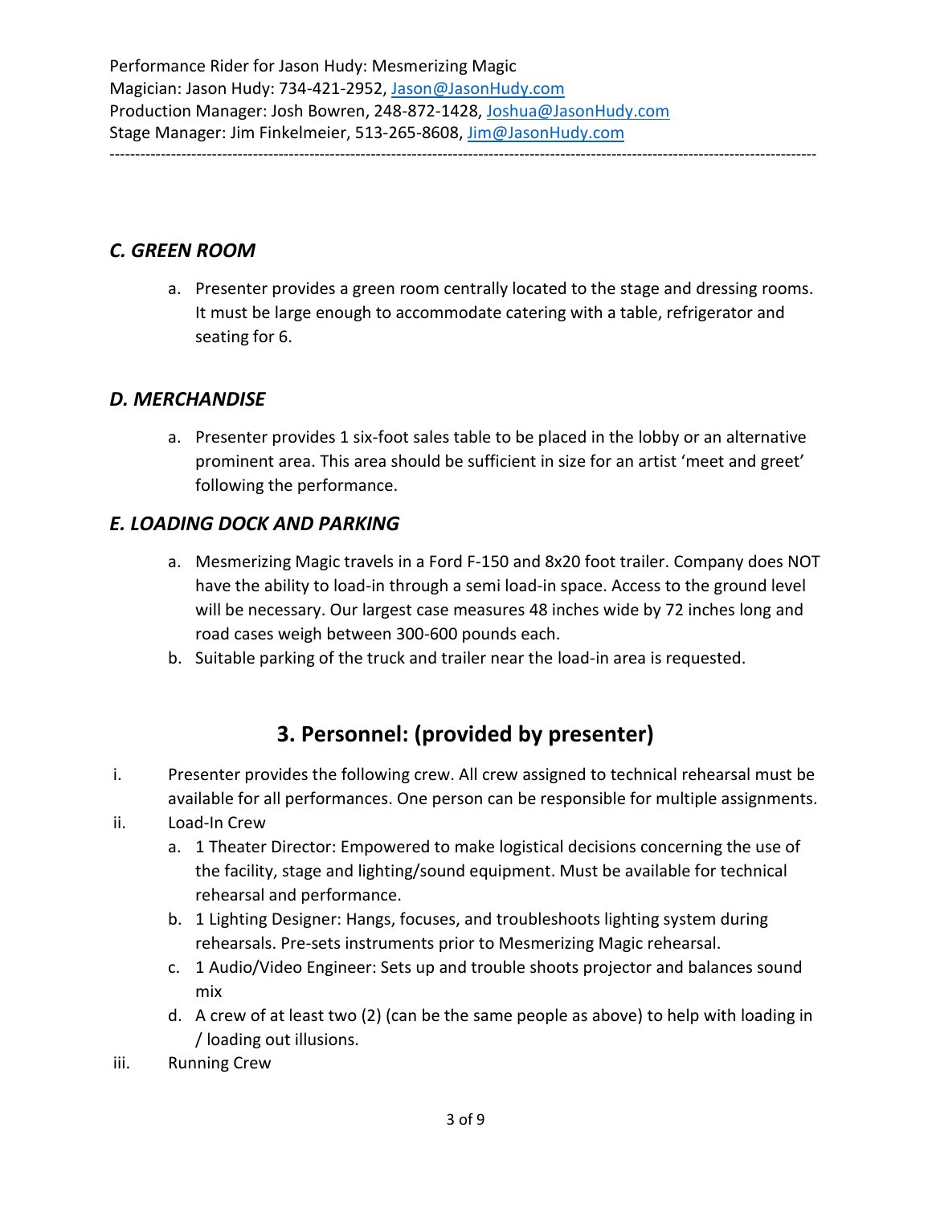### *C. GREEN ROOM*

a. Presenter provides a green room centrally located to the stage and dressing rooms. It must be large enough to accommodate catering with a table, refrigerator and seating for 6.

### *D. MERCHANDISE*

a. Presenter provides 1 six-foot sales table to be placed in the lobby or an alternative prominent area. This area should be sufficient in size for an artist 'meet and greet' following the performance.

### *E. LOADING DOCK AND PARKING*

a. Mesmerizing Magic travels in a Ford F-150 and 8x20 foot trailer. Company does NOT have the ability to load-in through a semi load-in space. Access to the ground level will be necessary. Our largest case measures 48 inches wide by 72 inches long and road cases weigh between 300-600 pounds each.
b. Suitable parking of the truck and trailer near the load-in area is requested.

## 3. Personnel: (provided by presenter)

i. Presenter provides the following crew. All crew assigned to technical rehearsal must be available for all performances. One person can be responsible for multiple assignments.

ii. Load-In Crew
   a. 1 Theater Director: Empowered to make logistical decisions concerning the use of the facility, stage and lighting/sound equipment. Must be available for technical rehearsal and performance.
   b. 1 Lighting Designer: Hangs, focuses, and troubleshoots lighting system during rehearsals. Pre-sets instruments prior to Mesmerizing Magic rehearsal.
   c. 1 Audio/Video Engineer: Sets up and trouble shoots projector and balances sound mix
   d. A crew of at least two (2) (can be the same people as above) to help with loading in / loading out illusions.

iii. Running Crew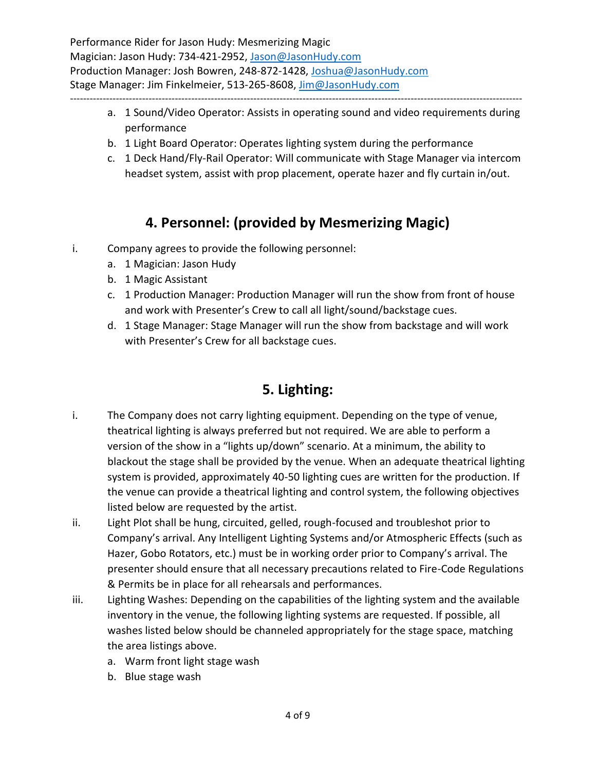a. 1 Sound/Video Operator: Assists in operating sound and video requirements during performance
b. 1 Light Board Operator: Operates lighting system during the performance
c. 1 Deck Hand/Fly-Rail Operator: Will communicate with Stage Manager via intercom headset system, assist with prop placement, operate hazer and fly curtain in/out.

## 4. Personnel: (provided by Mesmerizing Magic)

i. Company agrees to provide the following personnel:
   a. 1 Magician: Jason Hudy
   b. 1 Magic Assistant
   c. 1 Production Manager: Production Manager will run the show from front of house and work with Presenter's Crew to call all light/sound/backstage cues.
   d. 1 Stage Manager: Stage Manager will run the show from backstage and will work with Presenter's Crew for all backstage cues.

## 5. Lighting:

i. The Company does not carry lighting equipment. Depending on the type of venue, theatrical lighting is always preferred but not required. We are able to perform a version of the show in a "lights up/down" scenario. At a minimum, the ability to blackout the stage shall be provided by the venue. When an adequate theatrical lighting system is provided, approximately 40-50 lighting cues are written for the production. If the venue can provide a theatrical lighting and control system, the following objectives listed below are requested by the artist.

ii. Light Plot shall be hung, circuited, gelled, rough-focused and troubleshot prior to Company's arrival. Any Intelligent Lighting Systems and/or Atmospheric Effects (such as Hazer, Gobo Rotators, etc.) must be in working order prior to Company's arrival. The presenter should ensure that all necessary precautions related to Fire-Code Regulations & Permits be in place for all rehearsals and performances.

iii. Lighting Washes: Depending on the capabilities of the lighting system and the available inventory in the venue, the following lighting systems are requested. If possible, all washes listed below should be channeled appropriately for the stage space, matching the area listings above.
   a. Warm front light stage wash
   b. Blue stage wash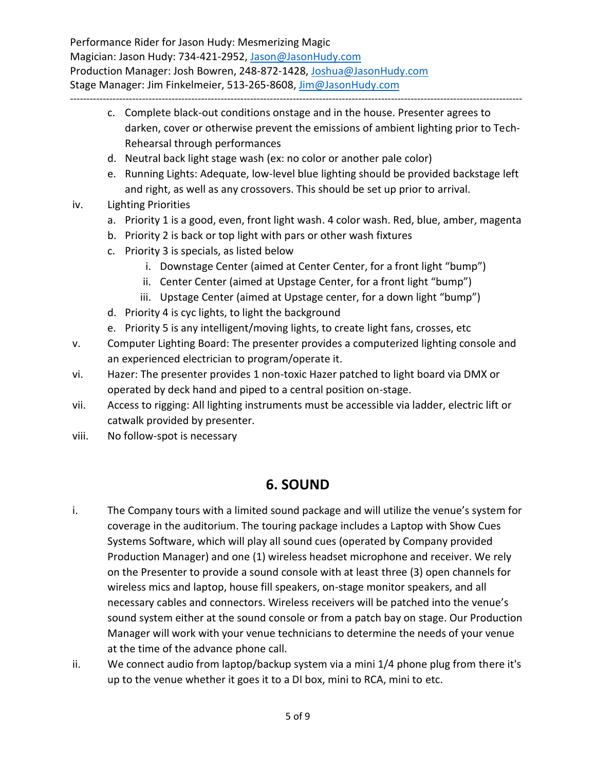c. Complete black-out conditions onstage and in the house. Presenter agrees to darken, cover or otherwise prevent the emissions of ambient lighting prior to Tech-Rehearsal through performances
d. Neutral back light stage wash (ex: no color or another pale color)
e. Running Lights: Adequate, low-level blue lighting should be provided backstage left and right, as well as any crossovers. This should be set up prior to arrival.

iv. Lighting Priorities
   a. Priority 1 is a good, even, front light wash. 4 color wash. Red, blue, amber, magenta
   b. Priority 2 is back or top light with pars or other wash fixtures
   c. Priority 3 is specials, as listed below
      i. Downstage Center (aimed at Center Center, for a front light "bump")
      ii. Center Center (aimed at Upstage Center, for a front light "bump")
      iii. Upstage Center (aimed at Upstage center, for a down light "bump")
   d. Priority 4 is cyc lights, to light the background
   e. Priority 5 is any intelligent/moving lights, to create light fans, crosses, etc

v. Computer Lighting Board: The presenter provides a computerized lighting console and an experienced electrician to program/operate it.

vi. Hazer: The presenter provides 1 non-toxic Hazer patched to light board via DMX or operated by deck hand and piped to a central position on-stage.

vii. Access to rigging: All lighting instruments must be accessible via ladder, electric lift or catwalk provided by presenter.

viii. No follow-spot is necessary

## 6. SOUND

i. The Company tours with a limited sound package and will utilize the venue's system for coverage in the auditorium. The touring package includes a Laptop with Show Cues Systems Software, which will play all sound cues (operated by Company provided Production Manager) and one (1) wireless headset microphone and receiver. We rely on the Presenter to provide a sound console with at least three (3) open channels for wireless mics and laptop, house fill speakers, on-stage monitor speakers, and all necessary cables and connectors. Wireless receivers will be patched into the venue's sound system either at the sound console or from a patch bay on stage. Our Production Manager will work with your venue technicians to determine the needs of your venue at the time of the advance phone call.

ii. We connect audio from laptop/backup system via a mini 1/4 phone plug from there it's up to the venue whether it goes it to a DI box, mini to RCA, mini to etc.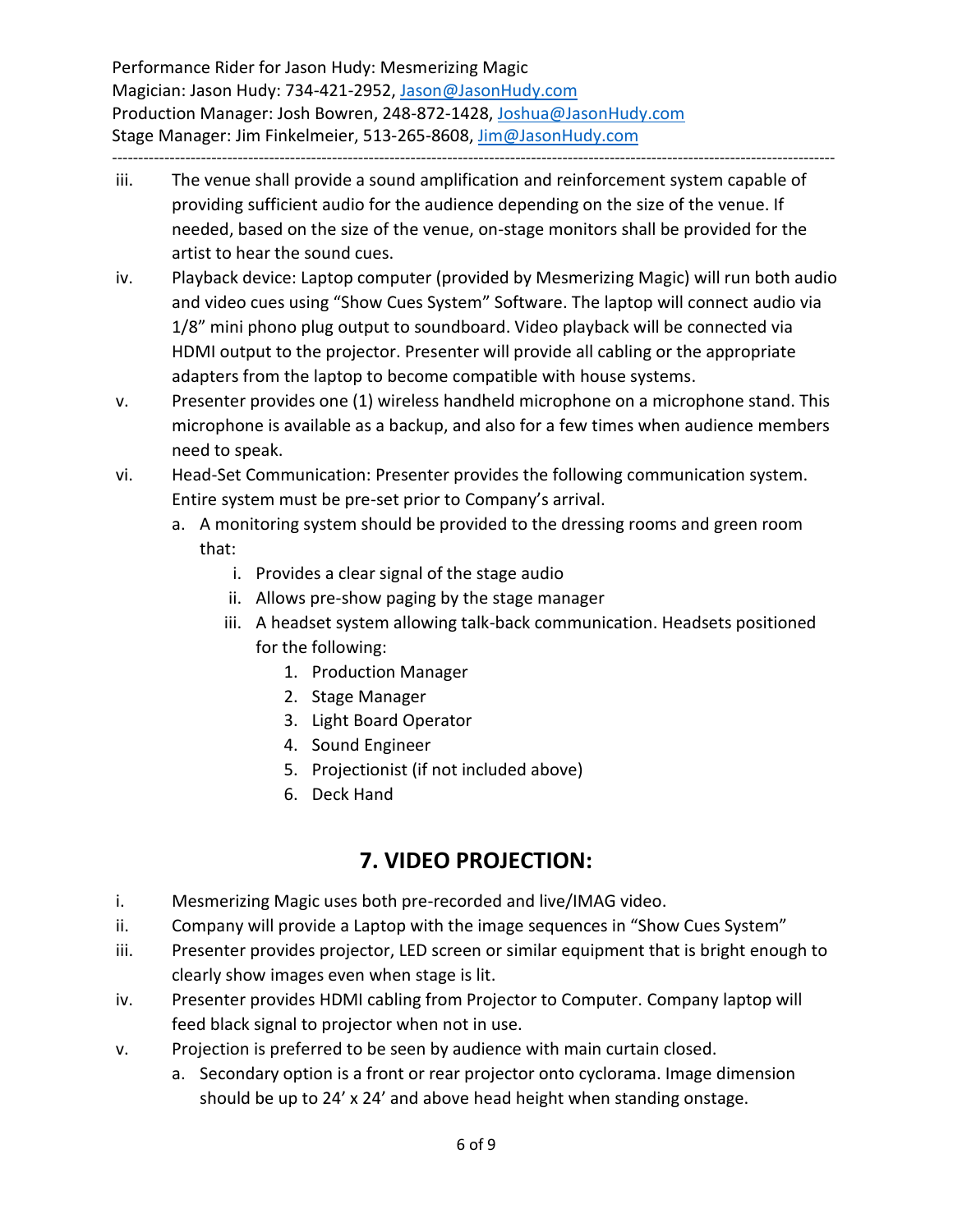iii. The venue shall provide a sound amplification and reinforcement system capable of providing sufficient audio for the audience depending on the size of the venue. If needed, based on the size of the venue, on-stage monitors shall be provided for the artist to hear the sound cues.

iv. Playback device: Laptop computer (provided by Mesmerizing Magic) will run both audio and video cues using "Show Cues System" Software. The laptop will connect audio via 1/8" mini phono plug output to soundboard. Video playback will be connected via HDMI output to the projector. Presenter will provide all cabling or the appropriate adapters from the laptop to become compatible with house systems.

v. Presenter provides one (1) wireless handheld microphone on a microphone stand. This microphone is available as a backup, and also for a few times when audience members need to speak.

vi. Head-Set Communication: Presenter provides the following communication system. Entire system must be pre-set prior to Company's arrival.

   a. A monitoring system should be provided to the dressing rooms and green room that:

      i. Provides a clear signal of the stage audio
      ii. Allows pre-show paging by the stage manager
      iii. A headset system allowing talk-back communication. Headsets positioned for the following:

         1. Production Manager
         2. Stage Manager
         3. Light Board Operator
         4. Sound Engineer
         5. Projectionist (if not included above)
         6. Deck Hand

## 7. VIDEO PROJECTION:

i. Mesmerizing Magic uses both pre-recorded and live/IMAG video.

ii. Company will provide a Laptop with the image sequences in "Show Cues System"

iii. Presenter provides projector, LED screen or similar equipment that is bright enough to clearly show images even when stage is lit.

iv. Presenter provides HDMI cabling from Projector to Computer. Company laptop will feed black signal to projector when not in use.

v. Projection is preferred to be seen by audience with main curtain closed.

   a. Secondary option is a front or rear projector onto cyclorama. Image dimension should be up to 24' x 24' and above head height when standing onstage.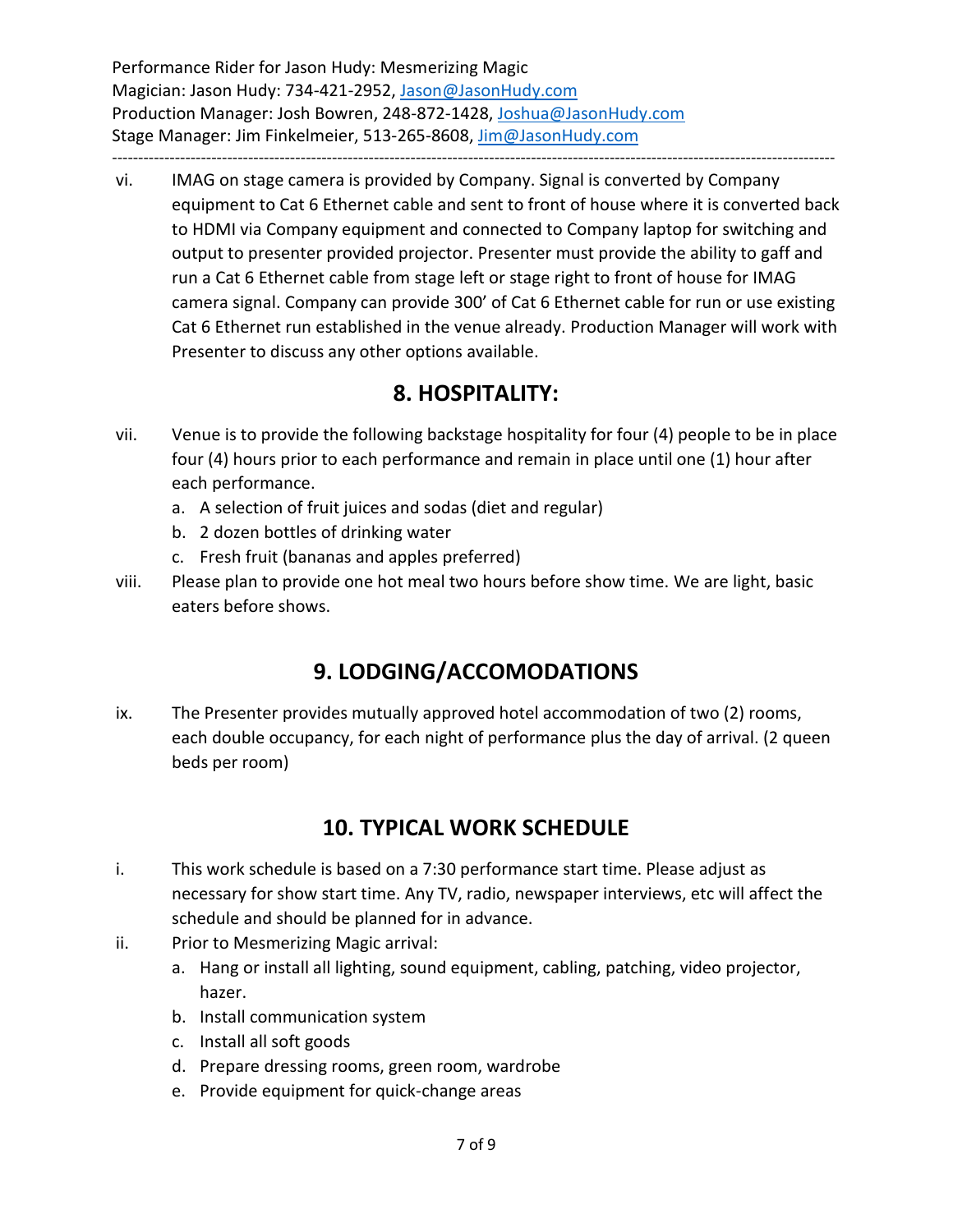vi. IMAG on stage camera is provided by Company. Signal is converted by Company equipment to Cat 6 Ethernet cable and sent to front of house where it is converted back to HDMI via Company equipment and connected to Company laptop for switching and output to presenter provided projector. Presenter must provide the ability to gaff and run a Cat 6 Ethernet cable from stage left or stage right to front of house for IMAG camera signal. Company can provide 300' of Cat 6 Ethernet cable for run or use existing Cat 6 Ethernet run established in the venue already. Production Manager will work with Presenter to discuss any other options available.

## 8. HOSPITALITY:

vii. Venue is to provide the following backstage hospitality for four (4) people to be in place four (4) hours prior to each performance and remain in place until one (1) hour after each performance.

   a. A selection of fruit juices and sodas (diet and regular)
   b. 2 dozen bottles of drinking water
   c. Fresh fruit (bananas and apples preferred)

viii. Please plan to provide one hot meal two hours before show time. We are light, basic eaters before shows.

## 9. LODGING/ACCOMODATIONS

ix. The Presenter provides mutually approved hotel accommodation of two (2) rooms, each double occupancy, for each night of performance plus the day of arrival. (2 queen beds per room)

## 10. TYPICAL WORK SCHEDULE

i. This work schedule is based on a 7:30 performance start time. Please adjust as necessary for show start time. Any TV, radio, newspaper interviews, etc will affect the schedule and should be planned for in advance.

ii. Prior to Mesmerizing Magic arrival:

   a. Hang or install all lighting, sound equipment, cabling, patching, video projector, hazer.
   b. Install communication system
   c. Install all soft goods
   d. Prepare dressing rooms, green room, wardrobe
   e. Provide equipment for quick-change areas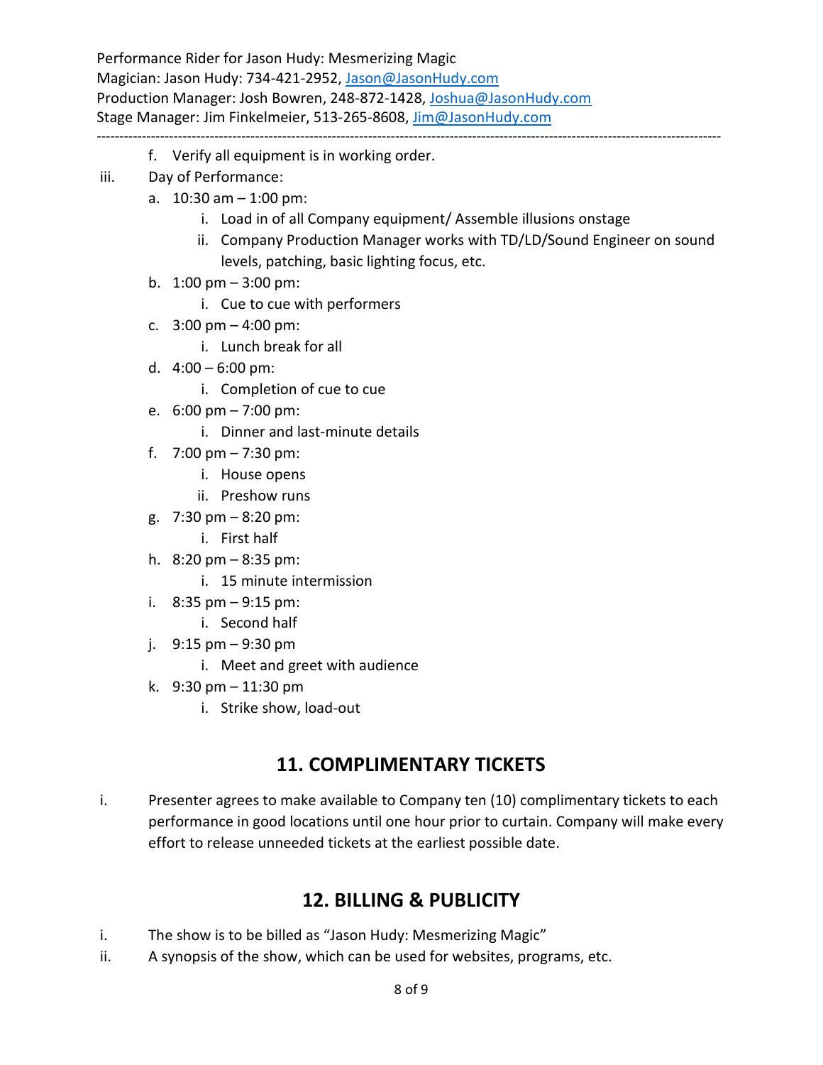f. Verify all equipment is in working order.

iii. Day of Performance:

a. 10:30 am – 1:00 pm:
   i. Load in of all Company equipment/ Assemble illusions onstage
   ii. Company Production Manager works with TD/LD/Sound Engineer on sound levels, patching, basic lighting focus, etc.

b. 1:00 pm – 3:00 pm:
   i. Cue to cue with performers

c. 3:00 pm – 4:00 pm:
   i. Lunch break for all

d. 4:00 – 6:00 pm:
   i. Completion of cue to cue

e. 6:00 pm – 7:00 pm:
   i. Dinner and last-minute details

f. 7:00 pm – 7:30 pm:
   i. House opens
   ii. Preshow runs

g. 7:30 pm – 8:20 pm:
   i. First half

h. 8:20 pm – 8:35 pm:
   i. 15 minute intermission

i. 8:35 pm – 9:15 pm:
   i. Second half

j. 9:15 pm – 9:30 pm
   i. Meet and greet with audience

k. 9:30 pm – 11:30 pm
   i. Strike show, load-out

## 11. COMPLIMENTARY TICKETS

i. Presenter agrees to make available to Company ten (10) complimentary tickets to each performance in good locations until one hour prior to curtain. Company will make every effort to release unneeded tickets at the earliest possible date.

## 12. BILLING & PUBLICITY

i. The show is to be billed as "Jason Hudy: Mesmerizing Magic"

ii. A synopsis of the show, which can be used for websites, programs, etc.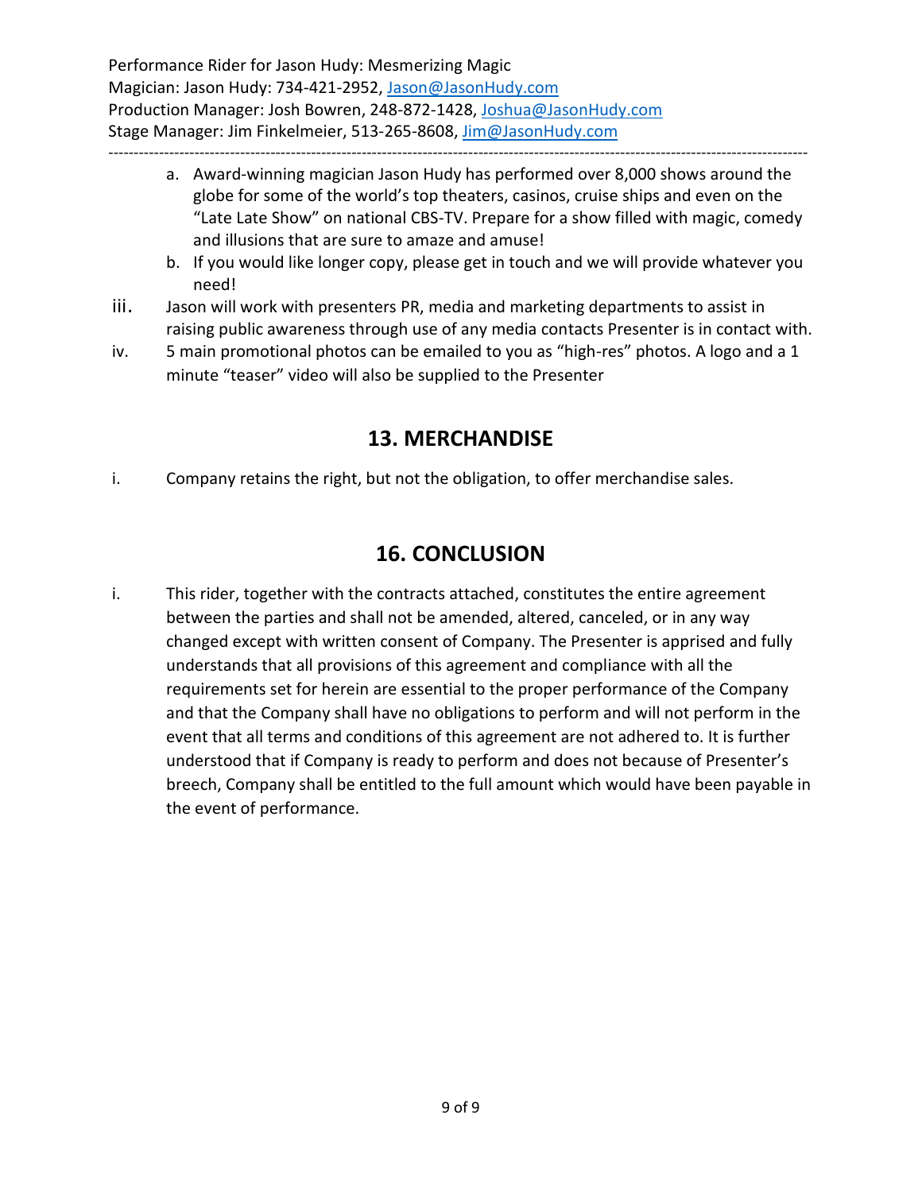a. Award-winning magician Jason Hudy has performed over 8,000 shows around the globe for some of the world's top theaters, casinos, cruise ships and even on the "Late Late Show" on national CBS-TV. Prepare for a show filled with magic, comedy and illusions that are sure to amaze and amuse!

b. If you would like longer copy, please get in touch and we will provide whatever you need!

iii. Jason will work with presenters PR, media and marketing departments to assist in raising public awareness through use of any media contacts Presenter is in contact with.

iv. 5 main promotional photos can be emailed to you as "high-res" photos. A logo and a 1 minute "teaser" video will also be supplied to the Presenter

## 13. MERCHANDISE

i. Company retains the right, but not the obligation, to offer merchandise sales.

## 16. CONCLUSION

i. This rider, together with the contracts attached, constitutes the entire agreement between the parties and shall not be amended, altered, canceled, or in any way changed except with written consent of Company. The Presenter is apprised and fully understands that all provisions of this agreement and compliance with all the requirements set for herein are essential to the proper performance of the Company and that the Company shall have no obligations to perform and will not perform in the event that all terms and conditions of this agreement are not adhered to. It is further understood that if Company is ready to perform and does not because of Presenter's breech, Company shall be entitled to the full amount which would have been payable in the event of performance.